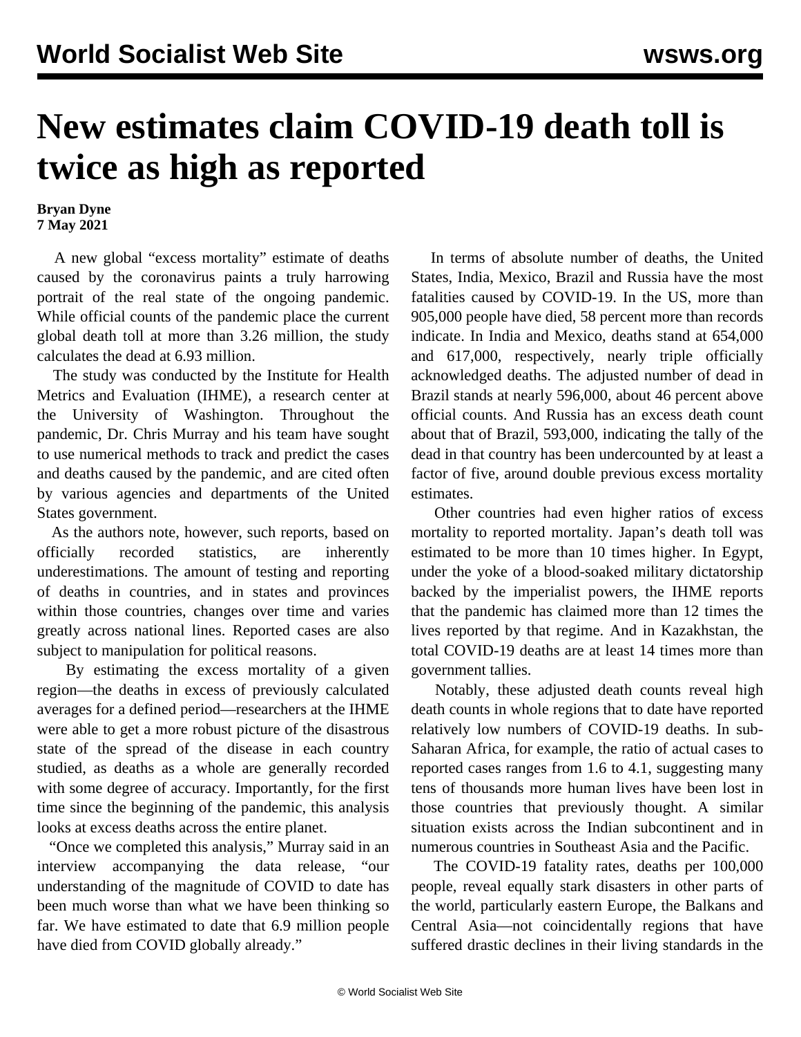# New estimates claim COVID-19 death toll is twice as high as reported

**Bryan Dyne**
**7 May 2021**

A new global "excess mortality" estimate of deaths caused by the coronavirus paints a truly harrowing portrait of the real state of the ongoing pandemic. While official counts of the pandemic place the current global death toll at more than 3.26 million, the study calculates the dead at 6.93 million.

The study was conducted by the Institute for Health Metrics and Evaluation (IHME), a research center at the University of Washington. Throughout the pandemic, Dr. Chris Murray and his team have sought to use numerical methods to track and predict the cases and deaths caused by the pandemic, and are cited often by various agencies and departments of the United States government.

As the authors note, however, such reports, based on officially recorded statistics, are inherently underestimations. The amount of testing and reporting of deaths in countries, and in states and provinces within those countries, changes over time and varies greatly across national lines. Reported cases are also subject to manipulation for political reasons.

By estimating the excess mortality of a given region—the deaths in excess of previously calculated averages for a defined period—researchers at the IHME were able to get a more robust picture of the disastrous state of the spread of the disease in each country studied, as deaths as a whole are generally recorded with some degree of accuracy. Importantly, for the first time since the beginning of the pandemic, this analysis looks at excess deaths across the entire planet.

"Once we completed this analysis," Murray said in an interview accompanying the data release, "our understanding of the magnitude of COVID to date has been much worse than what we have been thinking so far. We have estimated to date that 6.9 million people have died from COVID globally already."

In terms of absolute number of deaths, the United States, India, Mexico, Brazil and Russia have the most fatalities caused by COVID-19. In the US, more than 905,000 people have died, 58 percent more than records indicate. In India and Mexico, deaths stand at 654,000 and 617,000, respectively, nearly triple officially acknowledged deaths. The adjusted number of dead in Brazil stands at nearly 596,000, about 46 percent above official counts. And Russia has an excess death count about that of Brazil, 593,000, indicating the tally of the dead in that country has been undercounted by at least a factor of five, around double previous excess mortality estimates.

Other countries had even higher ratios of excess mortality to reported mortality. Japan's death toll was estimated to be more than 10 times higher. In Egypt, under the yoke of a blood-soaked military dictatorship backed by the imperialist powers, the IHME reports that the pandemic has claimed more than 12 times the lives reported by that regime. And in Kazakhstan, the total COVID-19 deaths are at least 14 times more than government tallies.

Notably, these adjusted death counts reveal high death counts in whole regions that to date have reported relatively low numbers of COVID-19 deaths. In sub-Saharan Africa, for example, the ratio of actual cases to reported cases ranges from 1.6 to 4.1, suggesting many tens of thousands more human lives have been lost in those countries that previously thought. A similar situation exists across the Indian subcontinent and in numerous countries in Southeast Asia and the Pacific.

The COVID-19 fatality rates, deaths per 100,000 people, reveal equally stark disasters in other parts of the world, particularly eastern Europe, the Balkans and Central Asia—not coincidentally regions that have suffered drastic declines in their living standards in the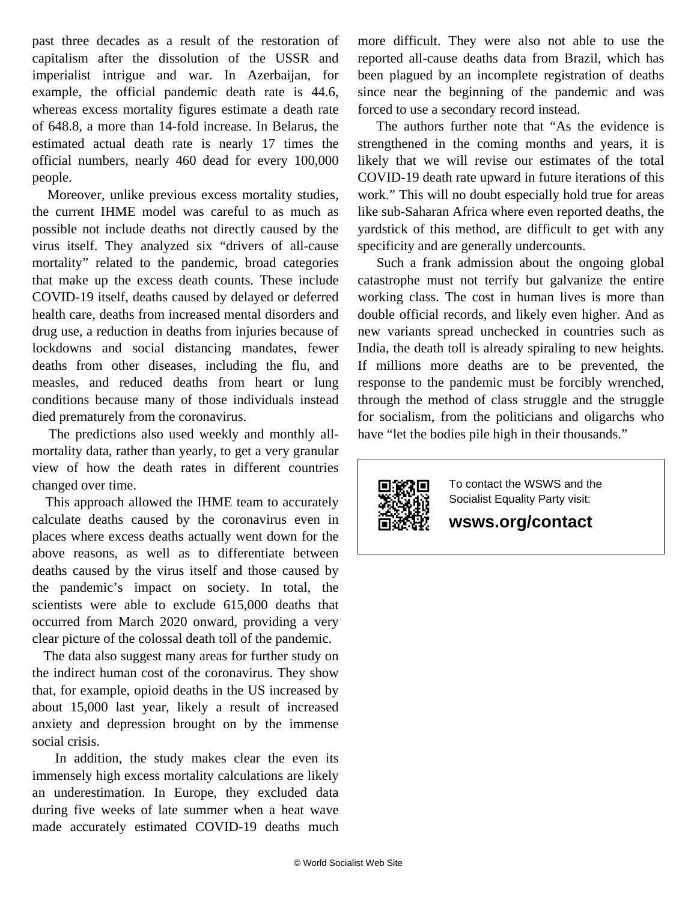past three decades as a result of the restoration of capitalism after the dissolution of the USSR and imperialist intrigue and war. In Azerbaijan, for example, the official pandemic death rate is 44.6, whereas excess mortality figures estimate a death rate of 648.8, a more than 14-fold increase. In Belarus, the estimated actual death rate is nearly 17 times the official numbers, nearly 460 dead for every 100,000 people.

Moreover, unlike previous excess mortality studies, the current IHME model was careful to as much as possible not include deaths not directly caused by the virus itself. They analyzed six "drivers of all-cause mortality" related to the pandemic, broad categories that make up the excess death counts. These include COVID-19 itself, deaths caused by delayed or deferred health care, deaths from increased mental disorders and drug use, a reduction in deaths from injuries because of lockdowns and social distancing mandates, fewer deaths from other diseases, including the flu, and measles, and reduced deaths from heart or lung conditions because many of those individuals instead died prematurely from the coronavirus.

The predictions also used weekly and monthly all-mortality data, rather than yearly, to get a very granular view of how the death rates in different countries changed over time.

This approach allowed the IHME team to accurately calculate deaths caused by the coronavirus even in places where excess deaths actually went down for the above reasons, as well as to differentiate between deaths caused by the virus itself and those caused by the pandemic's impact on society. In total, the scientists were able to exclude 615,000 deaths that occurred from March 2020 onward, providing a very clear picture of the colossal death toll of the pandemic.

The data also suggest many areas for further study on the indirect human cost of the coronavirus. They show that, for example, opioid deaths in the US increased by about 15,000 last year, likely a result of increased anxiety and depression brought on by the immense social crisis.

In addition, the study makes clear the even its immensely high excess mortality calculations are likely an underestimation. In Europe, they excluded data during five weeks of late summer when a heat wave made accurately estimated COVID-19 deaths much more difficult. They were also not able to use the reported all-cause deaths data from Brazil, which has been plagued by an incomplete registration of deaths since near the beginning of the pandemic and was forced to use a secondary record instead.

The authors further note that "As the evidence is strengthened in the coming months and years, it is likely that we will revise our estimates of the total COVID-19 death rate upward in future iterations of this work." This will no doubt especially hold true for areas like sub-Saharan Africa where even reported deaths, the yardstick of this method, are difficult to get with any specificity and are generally undercounts.

Such a frank admission about the ongoing global catastrophe must not terrify but galvanize the entire working class. The cost in human lives is more than double official records, and likely even higher. And as new variants spread unchecked in countries such as India, the death toll is already spiraling to new heights. If millions more deaths are to be prevented, the response to the pandemic must be forcibly wrenched, through the method of class struggle and the struggle for socialism, from the politicians and oligarchs who have "let the bodies pile high in their thousands."

To contact the WSWS and the Socialist Equality Party visit:

**wsws.org/contact**